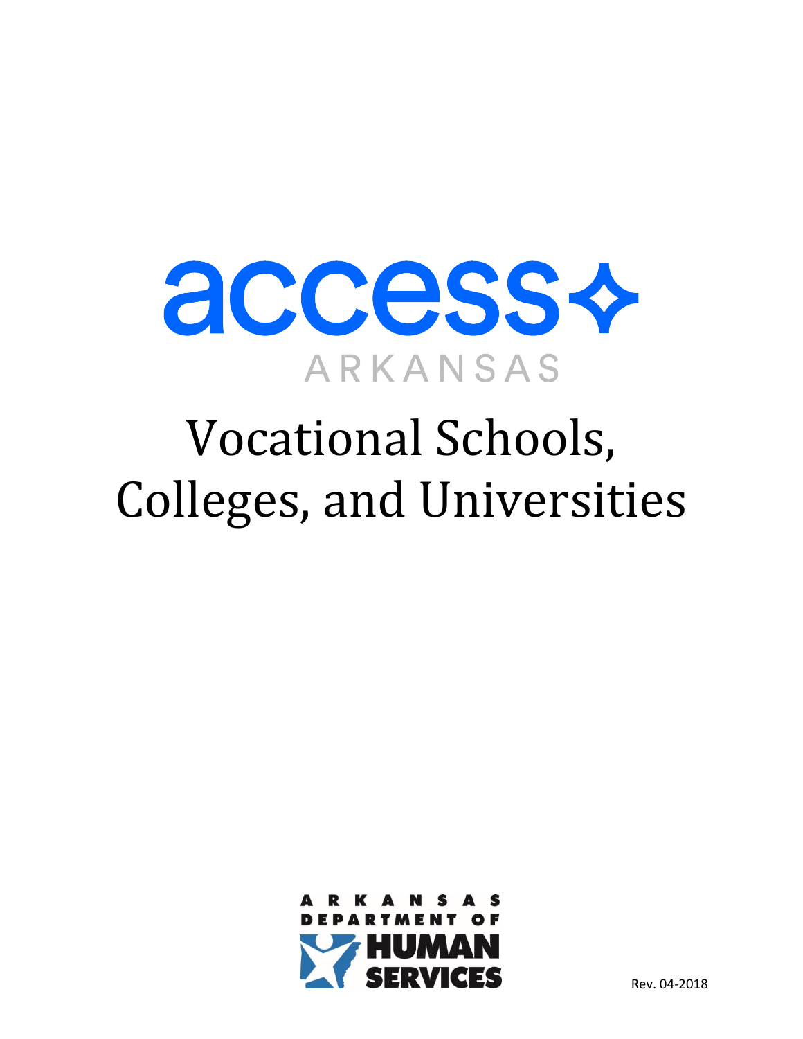# access ARKANSAS

# Vocational Schools, Colleges, and Universities

ARKANSAS DEPARTMENT OF HUMAN SERVICES

Rev. 04-2018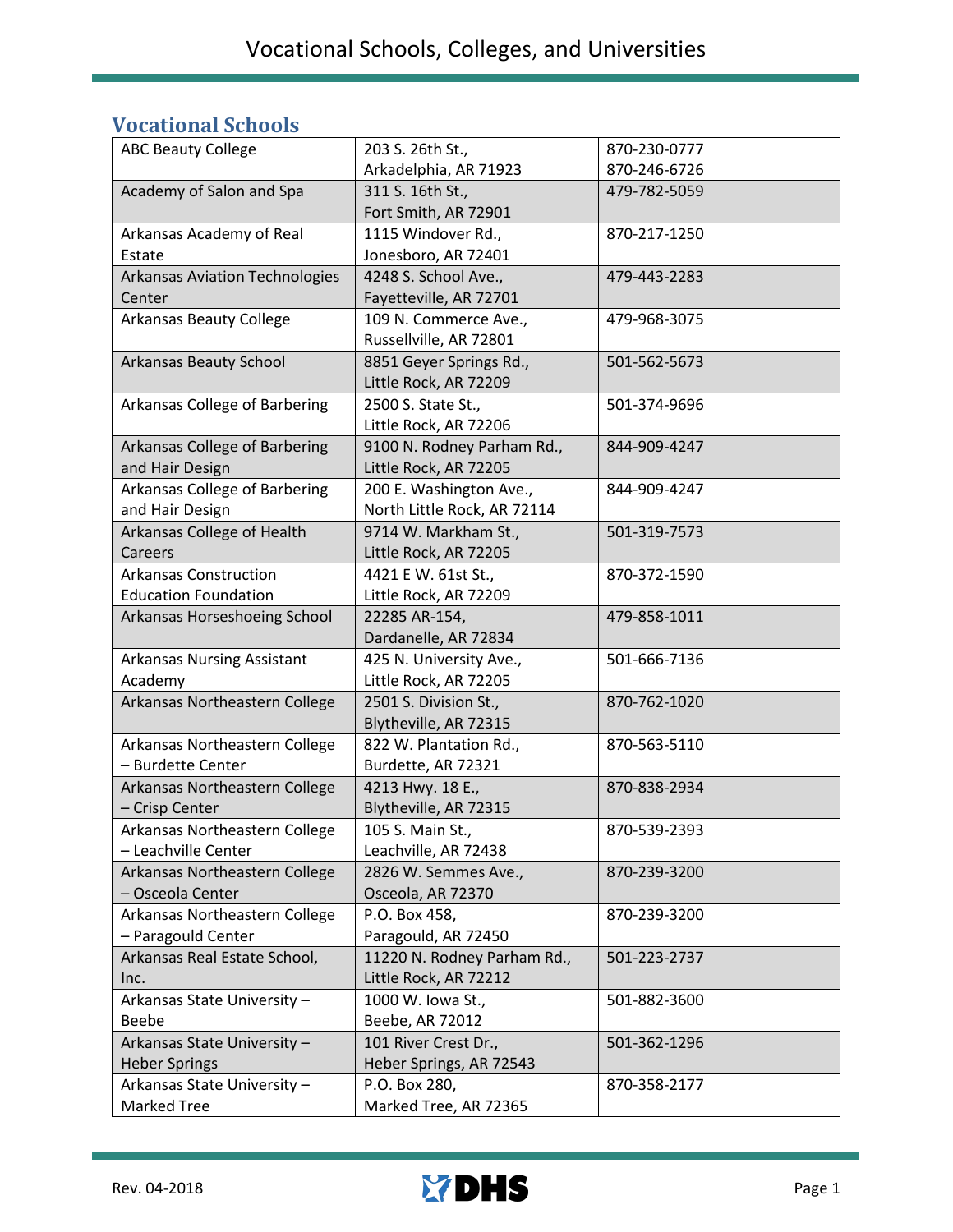# Vocational Schools, Colleges, and Universities

## Vocational Schools

| | | |
|---|---|---|
| ABC Beauty College | 203 S. 26th St., Arkadelphia, AR 71923 | 870-230-0777 870-246-6726 |
| Academy of Salon and Spa | 311 S. 16th St., Fort Smith, AR 72901 | 479-782-5059 |
| Arkansas Academy of Real Estate | 1115 Windover Rd., Jonesboro, AR 72401 | 870-217-1250 |
| Arkansas Aviation Technologies Center | 4248 S. School Ave., Fayetteville, AR 72701 | 479-443-2283 |
| Arkansas Beauty College | 109 N. Commerce Ave., Russellville, AR 72801 | 479-968-3075 |
| Arkansas Beauty School | 8851 Geyer Springs Rd., Little Rock, AR 72209 | 501-562-5673 |
| Arkansas College of Barbering | 2500 S. State St., Little Rock, AR 72206 | 501-374-9696 |
| Arkansas College of Barbering and Hair Design | 9100 N. Rodney Parham Rd., Little Rock, AR 72205 | 844-909-4247 |
| Arkansas College of Barbering and Hair Design | 200 E. Washington Ave., North Little Rock, AR 72114 | 844-909-4247 |
| Arkansas College of Health Careers | 9714 W. Markham St., Little Rock, AR 72205 | 501-319-7573 |
| Arkansas Construction Education Foundation | 4421 E W. 61st St., Little Rock, AR 72209 | 870-372-1590 |
| Arkansas Horseshoeing School | 22285 AR-154, Dardanelle, AR 72834 | 479-858-1011 |
| Arkansas Nursing Assistant Academy | 425 N. University Ave., Little Rock, AR 72205 | 501-666-7136 |
| Arkansas Northeastern College | 2501 S. Division St., Blytheville, AR 72315 | 870-762-1020 |
| Arkansas Northeastern College – Burdette Center | 822 W. Plantation Rd., Burdette, AR 72321 | 870-563-5110 |
| Arkansas Northeastern College – Crisp Center | 4213 Hwy. 18 E., Blytheville, AR 72315 | 870-838-2934 |
| Arkansas Northeastern College – Leachville Center | 105 S. Main St., Leachville, AR 72438 | 870-539-2393 |
| Arkansas Northeastern College – Osceola Center | 2826 W. Semmes Ave., Osceola, AR 72370 | 870-239-3200 |
| Arkansas Northeastern College – Paragould Center | P.O. Box 458, Paragould, AR 72450 | 870-239-3200 |
| Arkansas Real Estate School, Inc. | 11220 N. Rodney Parham Rd., Little Rock, AR 72212 | 501-223-2737 |
| Arkansas State University – Beebe | 1000 W. Iowa St., Beebe, AR 72012 | 501-882-3600 |
| Arkansas State University – Heber Springs | 101 River Crest Dr., Heber Springs, AR 72543 | 501-362-1296 |
| Arkansas State University – Marked Tree | P.O. Box 280, Marked Tree, AR 72365 | 870-358-2177 |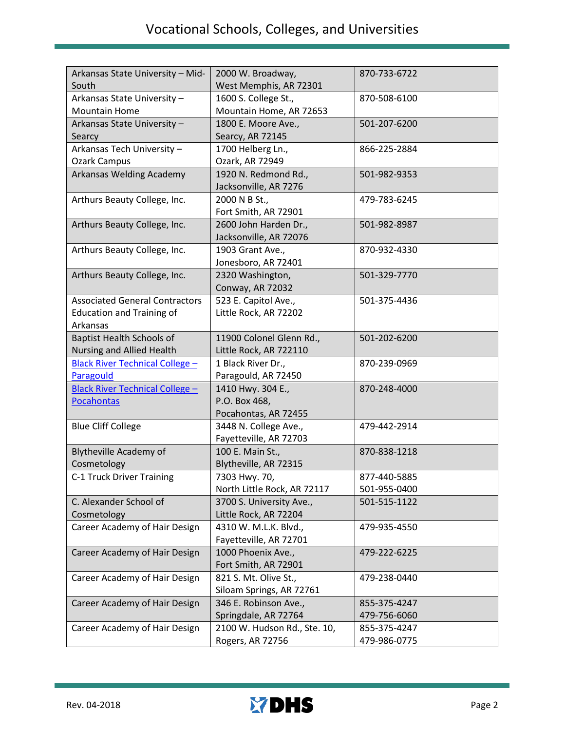| | | |
|---|---|---|
| Arkansas State University – Mid-South | 2000 W. Broadway, West Memphis, AR 72301 | 870-733-6722 |
| Arkansas State University – Mountain Home | 1600 S. College St., Mountain Home, AR 72653 | 870-508-6100 |
| Arkansas State University – Searcy | 1800 E. Moore Ave., Searcy, AR 72145 | 501-207-6200 |
| Arkansas Tech University – Ozark Campus | 1700 Helberg Ln., Ozark, AR 72949 | 866-225-2884 |
| Arkansas Welding Academy | 1920 N. Redmond Rd., Jacksonville, AR 7276 | 501-982-9353 |
| Arthurs Beauty College, Inc. | 2000 N B St., Fort Smith, AR 72901 | 479-783-6245 |
| Arthurs Beauty College, Inc. | 2600 John Harden Dr., Jacksonville, AR 72076 | 501-982-8987 |
| Arthurs Beauty College, Inc. | 1903 Grant Ave., Jonesboro, AR 72401 | 870-932-4330 |
| Arthurs Beauty College, Inc. | 2320 Washington, Conway, AR 72032 | 501-329-7770 |
| Associated General Contractors Education and Training of Arkansas | 523 E. Capitol Ave., Little Rock, AR 72202 | 501-375-4436 |
| Baptist Health Schools of Nursing and Allied Health | 11900 Colonel Glenn Rd., Little Rock, AR 722110 | 501-202-6200 |
| Black River Technical College – Paragould | 1 Black River Dr., Paragould, AR 72450 | 870-239-0969 |
| Black River Technical College – Pocahontas | 1410 Hwy. 304 E., P.O. Box 468, Pocahontas, AR 72455 | 870-248-4000 |
| Blue Cliff College | 3448 N. College Ave., Fayetteville, AR 72703 | 479-442-2914 |
| Blytheville Academy of Cosmetology | 100 E. Main St., Blytheville, AR 72315 | 870-838-1218 |
| C-1 Truck Driver Training | 7303 Hwy. 70, North Little Rock, AR 72117 | 877-440-5885 501-955-0400 |
| C. Alexander School of Cosmetology | 3700 S. University Ave., Little Rock, AR 72204 | 501-515-1122 |
| Career Academy of Hair Design | 4310 W. M.L.K. Blvd., Fayetteville, AR 72701 | 479-935-4550 |
| Career Academy of Hair Design | 1000 Phoenix Ave., Fort Smith, AR 72901 | 479-222-6225 |
| Career Academy of Hair Design | 821 S. Mt. Olive St., Siloam Springs, AR 72761 | 479-238-0440 |
| Career Academy of Hair Design | 346 E. Robinson Ave., Springdale, AR 72764 | 855-375-4247 479-756-6060 |
| Career Academy of Hair Design | 2100 W. Hudson Rd., Ste. 10, Rogers, AR 72756 | 855-375-4247 479-986-0775 |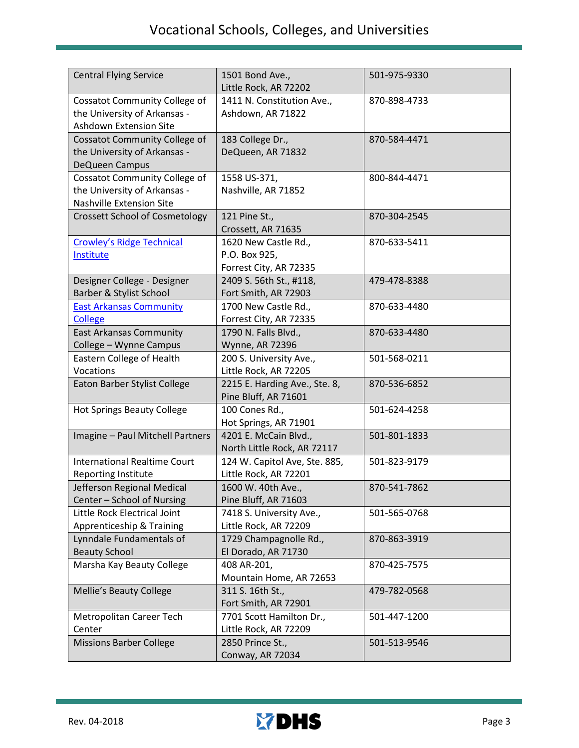# Vocational Schools, Colleges, and Universities

| | | |
|---|---|---|
| Central Flying Service | 1501 Bond Ave., Little Rock, AR 72202 | 501-975-9330 |
| Cossatot Community College of the University of Arkansas - Ashdown Extension Site | 1411 N. Constitution Ave., Ashdown, AR 71822 | 870-898-4733 |
| Cossatot Community College of the University of Arkansas - DeQueen Campus | 183 College Dr., DeQueen, AR 71832 | 870-584-4471 |
| Cossatot Community College of the University of Arkansas - Nashville Extension Site | 1558 US-371, Nashville, AR 71852 | 800-844-4471 |
| Crossett School of Cosmetology | 121 Pine St., Crossett, AR 71635 | 870-304-2545 |
| Crowley's Ridge Technical Institute | 1620 New Castle Rd., P.O. Box 925, Forrest City, AR 72335 | 870-633-5411 |
| Designer College - Designer Barber & Stylist School | 2409 S. 56th St., #118, Fort Smith, AR 72903 | 479-478-8388 |
| East Arkansas Community College | 1700 New Castle Rd., Forrest City, AR 72335 | 870-633-4480 |
| East Arkansas Community College – Wynne Campus | 1790 N. Falls Blvd., Wynne, AR 72396 | 870-633-4480 |
| Eastern College of Health Vocations | 200 S. University Ave., Little Rock, AR 72205 | 501-568-0211 |
| Eaton Barber Stylist College | 2215 E. Harding Ave., Ste. 8, Pine Bluff, AR 71601 | 870-536-6852 |
| Hot Springs Beauty College | 100 Cones Rd., Hot Springs, AR 71901 | 501-624-4258 |
| Imagine – Paul Mitchell Partners | 4201 E. McCain Blvd., North Little Rock, AR 72117 | 501-801-1833 |
| International Realtime Court Reporting Institute | 124 W. Capitol Ave, Ste. 885, Little Rock, AR 72201 | 501-823-9179 |
| Jefferson Regional Medical Center – School of Nursing | 1600 W. 40th Ave., Pine Bluff, AR 71603 | 870-541-7862 |
| Little Rock Electrical Joint Apprenticeship & Training | 7418 S. University Ave., Little Rock, AR 72209 | 501-565-0768 |
| Lynndale Fundamentals of Beauty School | 1729 Champagnolle Rd., El Dorado, AR 71730 | 870-863-3919 |
| Marsha Kay Beauty College | 408 AR-201, Mountain Home, AR 72653 | 870-425-7575 |
| Mellie's Beauty College | 311 S. 16th St., Fort Smith, AR 72901 | 479-782-0568 |
| Metropolitan Career Tech Center | 7701 Scott Hamilton Dr., Little Rock, AR 72209 | 501-447-1200 |
| Missions Barber College | 2850 Prince St., Conway, AR 72034 | 501-513-9546 |

Rev. 04-2018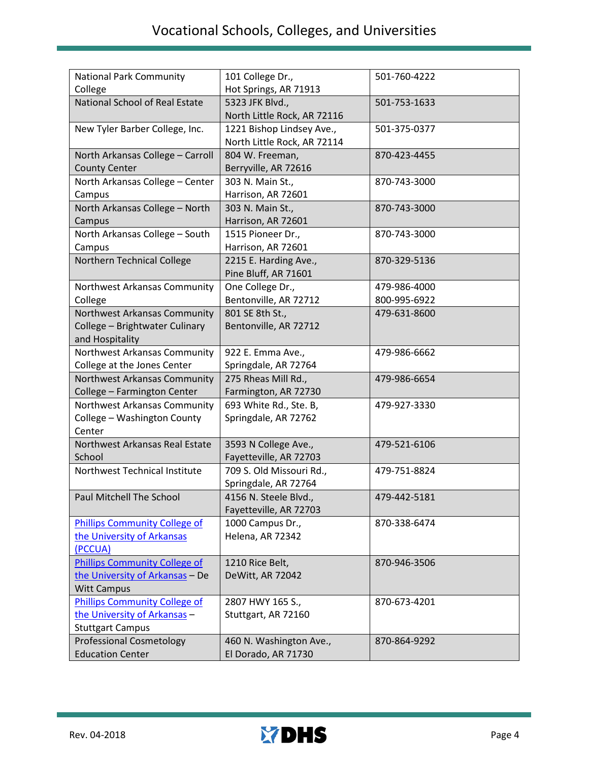| | | |
|---|---|---|
| National Park Community College | 101 College Dr., Hot Springs, AR 71913 | 501-760-4222 |
| National School of Real Estate | 5323 JFK Blvd., North Little Rock, AR 72116 | 501-753-1633 |
| New Tyler Barber College, Inc. | 1221 Bishop Lindsey Ave., North Little Rock, AR 72114 | 501-375-0377 |
| North Arkansas College – Carroll County Center | 804 W. Freeman, Berryville, AR 72616 | 870-423-4455 |
| North Arkansas College – Center Campus | 303 N. Main St., Harrison, AR 72601 | 870-743-3000 |
| North Arkansas College – North Campus | 303 N. Main St., Harrison, AR 72601 | 870-743-3000 |
| North Arkansas College – South Campus | 1515 Pioneer Dr., Harrison, AR 72601 | 870-743-3000 |
| Northern Technical College | 2215 E. Harding Ave., Pine Bluff, AR 71601 | 870-329-5136 |
| Northwest Arkansas Community College | One College Dr., Bentonville, AR 72712 | 479-986-4000 800-995-6922 |
| Northwest Arkansas Community College – Brightwater Culinary and Hospitality | 801 SE 8th St., Bentonville, AR 72712 | 479-631-8600 |
| Northwest Arkansas Community College at the Jones Center | 922 E. Emma Ave., Springdale, AR 72764 | 479-986-6662 |
| Northwest Arkansas Community College – Farmington Center | 275 Rheas Mill Rd., Farmington, AR 72730 | 479-986-6654 |
| Northwest Arkansas Community College – Washington County Center | 693 White Rd., Ste. B, Springdale, AR 72762 | 479-927-3330 |
| Northwest Arkansas Real Estate School | 3593 N College Ave., Fayetteville, AR 72703 | 479-521-6106 |
| Northwest Technical Institute | 709 S. Old Missouri Rd., Springdale, AR 72764 | 479-751-8824 |
| Paul Mitchell The School | 4156 N. Steele Blvd., Fayetteville, AR 72703 | 479-442-5181 |
| Phillips Community College of the University of Arkansas (PCCUA) | 1000 Campus Dr., Helena, AR 72342 | 870-338-6474 |
| Phillips Community College of the University of Arkansas – De Witt Campus | 1210 Rice Belt, DeWitt, AR 72042 | 870-946-3506 |
| Phillips Community College of the University of Arkansas – Stuttgart Campus | 2807 HWY 165 S., Stuttgart, AR 72160 | 870-673-4201 |
| Professional Cosmetology Education Center | 460 N. Washington Ave., El Dorado, AR 71730 | 870-864-9292 |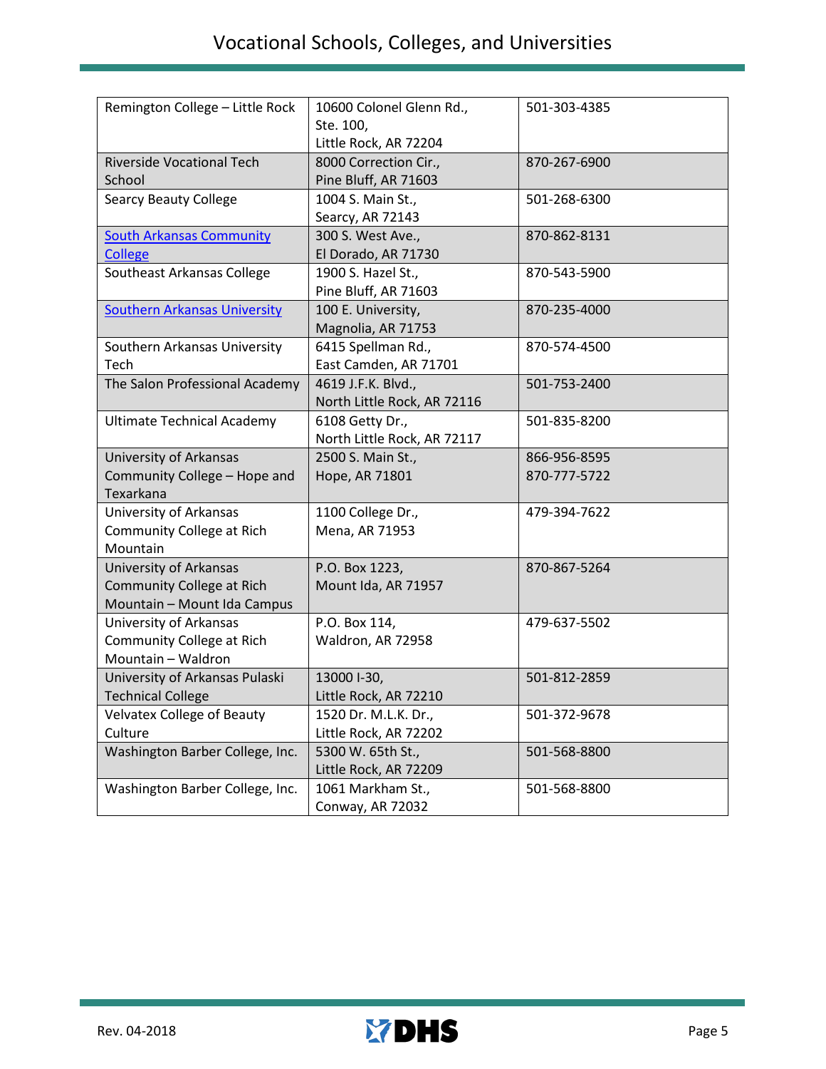| | | |
|---|---|---|
| Remington College – Little Rock | 10600 Colonel Glenn Rd., Ste. 100, Little Rock, AR 72204 | 501-303-4385 |
| Riverside Vocational Tech School | 8000 Correction Cir., Pine Bluff, AR 71603 | 870-267-6900 |
| Searcy Beauty College | 1004 S. Main St., Searcy, AR 72143 | 501-268-6300 |
| South Arkansas Community College | 300 S. West Ave., El Dorado, AR 71730 | 870-862-8131 |
| Southeast Arkansas College | 1900 S. Hazel St., Pine Bluff, AR 71603 | 870-543-5900 |
| Southern Arkansas University | 100 E. University, Magnolia, AR 71753 | 870-235-4000 |
| Southern Arkansas University Tech | 6415 Spellman Rd., East Camden, AR 71701 | 870-574-4500 |
| The Salon Professional Academy | 4619 J.F.K. Blvd., North Little Rock, AR 72116 | 501-753-2400 |
| Ultimate Technical Academy | 6108 Getty Dr., North Little Rock, AR 72117 | 501-835-8200 |
| University of Arkansas Community College – Hope and Texarkana | 2500 S. Main St., Hope, AR 71801 | 866-956-8595<br>870-777-5722 |
| University of Arkansas Community College at Rich Mountain | 1100 College Dr., Mena, AR 71953 | 479-394-7622 |
| University of Arkansas Community College at Rich Mountain – Mount Ida Campus | P.O. Box 1223, Mount Ida, AR 71957 | 870-867-5264 |
| University of Arkansas Community College at Rich Mountain – Waldron | P.O. Box 114, Waldron, AR 72958 | 479-637-5502 |
| University of Arkansas Pulaski Technical College | 13000 I-30, Little Rock, AR 72210 | 501-812-2859 |
| Velvatex College of Beauty Culture | 1520 Dr. M.L.K. Dr., Little Rock, AR 72202 | 501-372-9678 |
| Washington Barber College, Inc. | 5300 W. 65th St., Little Rock, AR 72209 | 501-568-8800 |
| Washington Barber College, Inc. | 1061 Markham St., Conway, AR 72032 | 501-568-8800 |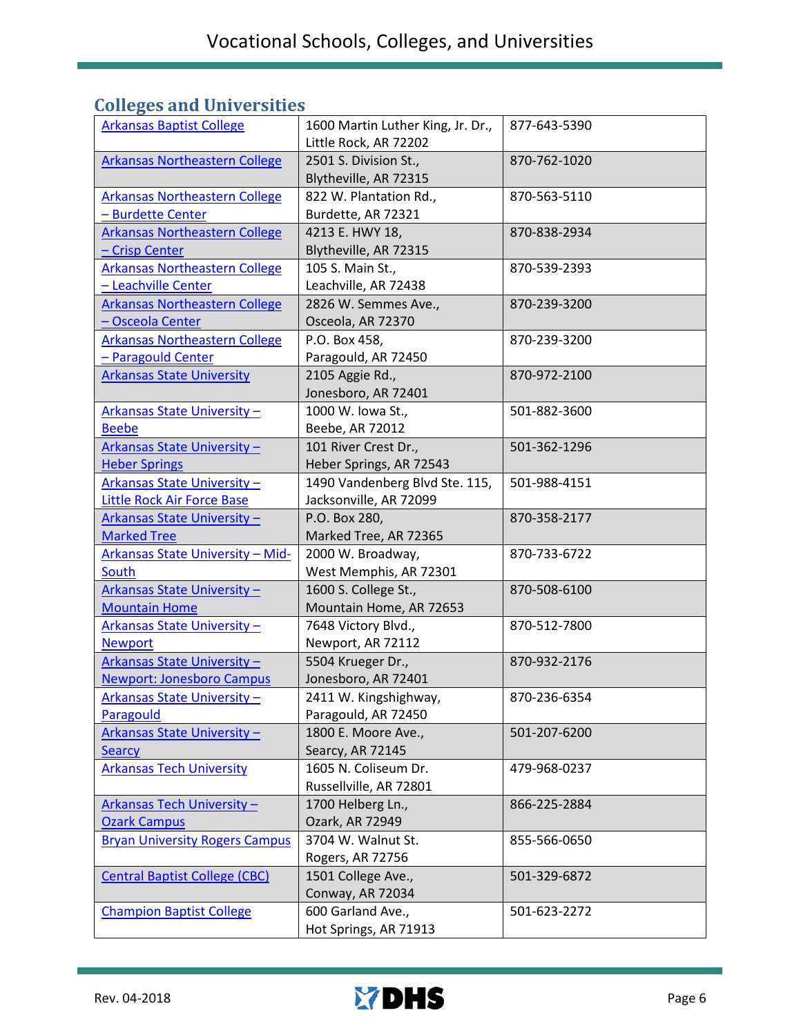## Colleges and Universities

| | | |
|---|---|---|
| Arkansas Baptist College | 1600 Martin Luther King, Jr. Dr., Little Rock, AR 72202 | 877-643-5390 |
| Arkansas Northeastern College | 2501 S. Division St., Blytheville, AR 72315 | 870-762-1020 |
| Arkansas Northeastern College – Burdette Center | 822 W. Plantation Rd., Burdette, AR 72321 | 870-563-5110 |
| Arkansas Northeastern College – Crisp Center | 4213 E. HWY 18, Blytheville, AR 72315 | 870-838-2934 |
| Arkansas Northeastern College – Leachville Center | 105 S. Main St., Leachville, AR 72438 | 870-539-2393 |
| Arkansas Northeastern College – Osceola Center | 2826 W. Semmes Ave., Osceola, AR 72370 | 870-239-3200 |
| Arkansas Northeastern College – Paragould Center | P.O. Box 458, Paragould, AR 72450 | 870-239-3200 |
| Arkansas State University | 2105 Aggie Rd., Jonesboro, AR 72401 | 870-972-2100 |
| Arkansas State University – Beebe | 1000 W. Iowa St., Beebe, AR 72012 | 501-882-3600 |
| Arkansas State University – Heber Springs | 101 River Crest Dr., Heber Springs, AR 72543 | 501-362-1296 |
| Arkansas State University – Little Rock Air Force Base | 1490 Vandenberg Blvd Ste. 115, Jacksonville, AR 72099 | 501-988-4151 |
| Arkansas State University – Marked Tree | P.O. Box 280, Marked Tree, AR 72365 | 870-358-2177 |
| Arkansas State University – Mid-South | 2000 W. Broadway, West Memphis, AR 72301 | 870-733-6722 |
| Arkansas State University – Mountain Home | 1600 S. College St., Mountain Home, AR 72653 | 870-508-6100 |
| Arkansas State University – Newport | 7648 Victory Blvd., Newport, AR 72112 | 870-512-7800 |
| Arkansas State University – Newport: Jonesboro Campus | 5504 Krueger Dr., Jonesboro, AR 72401 | 870-932-2176 |
| Arkansas State University – Paragould | 2411 W. Kingshighway, Paragould, AR 72450 | 870-236-6354 |
| Arkansas State University – Searcy | 1800 E. Moore Ave., Searcy, AR 72145 | 501-207-6200 |
| Arkansas Tech University | 1605 N. Coliseum Dr. Russellville, AR 72801 | 479-968-0237 |
| Arkansas Tech University – Ozark Campus | 1700 Helberg Ln., Ozark, AR 72949 | 866-225-2884 |
| Bryan University Rogers Campus | 3704 W. Walnut St. Rogers, AR 72756 | 855-566-0650 |
| Central Baptist College (CBC) | 1501 College Ave., Conway, AR 72034 | 501-329-6872 |
| Champion Baptist College | 600 Garland Ave., Hot Springs, AR 71913 | 501-623-2272 |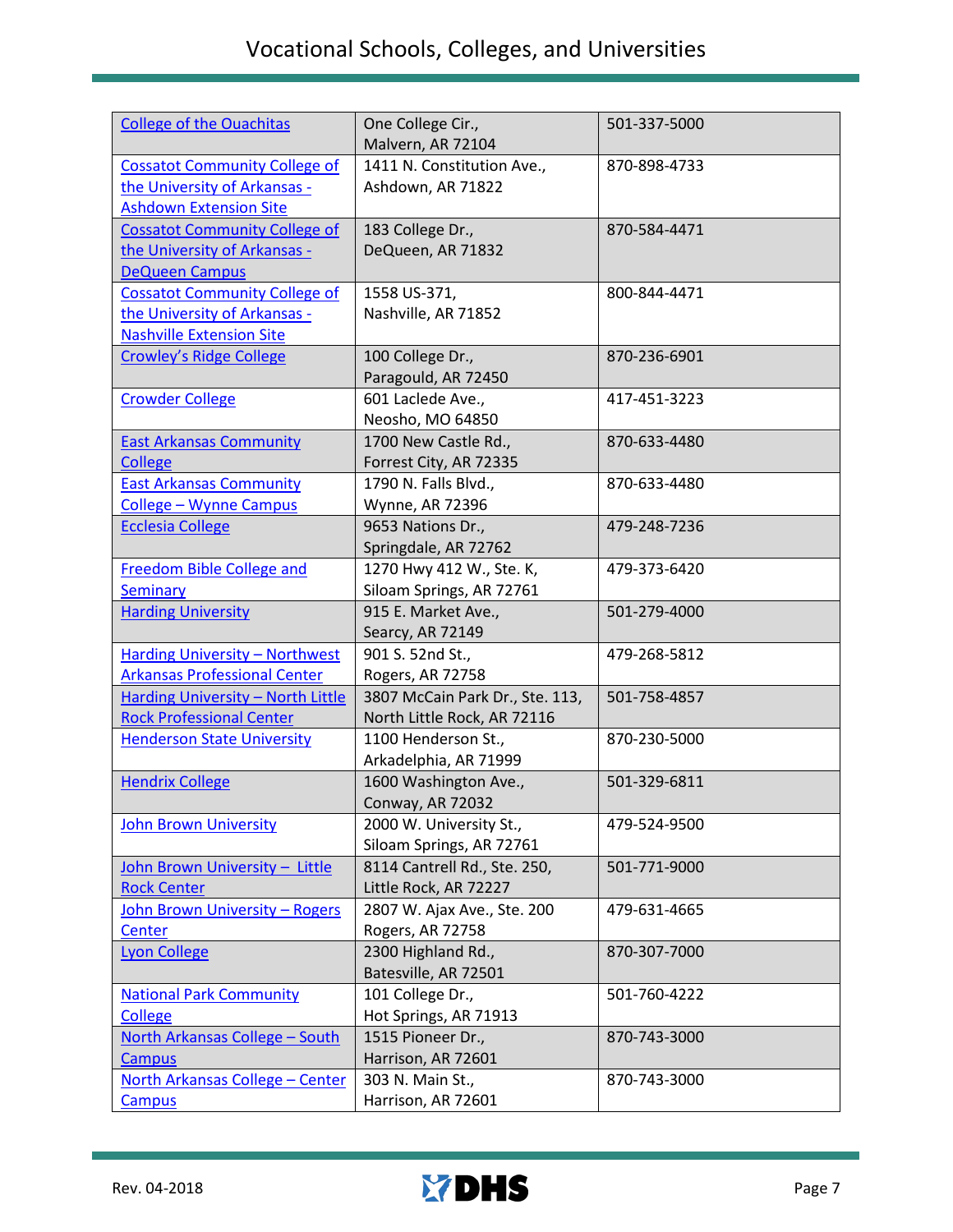| College of the Ouachitas | One College Cir., Malvern, AR 72104 | 501-337-5000 |
|---|---|---|
| Cossatot Community College of the University of Arkansas - Ashdown Extension Site | 1411 N. Constitution Ave., Ashdown, AR 71822 | 870-898-4733 |
| Cossatot Community College of the University of Arkansas - DeQueen Campus | 183 College Dr., DeQueen, AR 71832 | 870-584-4471 |
| Cossatot Community College of the University of Arkansas - Nashville Extension Site | 1558 US-371, Nashville, AR 71852 | 800-844-4471 |
| Crowley's Ridge College | 100 College Dr., Paragould, AR 72450 | 870-236-6901 |
| Crowder College | 601 Laclede Ave., Neosho, MO 64850 | 417-451-3223 |
| East Arkansas Community College | 1700 New Castle Rd., Forrest City, AR 72335 | 870-633-4480 |
| East Arkansas Community College – Wynne Campus | 1790 N. Falls Blvd., Wynne, AR 72396 | 870-633-4480 |
| Ecclesia College | 9653 Nations Dr., Springdale, AR 72762 | 479-248-7236 |
| Freedom Bible College and Seminary | 1270 Hwy 412 W., Ste. K, Siloam Springs, AR 72761 | 479-373-6420 |
| Harding University | 915 E. Market Ave., Searcy, AR 72149 | 501-279-4000 |
| Harding University – Northwest Arkansas Professional Center | 901 S. 52nd St., Rogers, AR 72758 | 479-268-5812 |
| Harding University – North Little Rock Professional Center | 3807 McCain Park Dr., Ste. 113, North Little Rock, AR 72116 | 501-758-4857 |
| Henderson State University | 1100 Henderson St., Arkadelphia, AR 71999 | 870-230-5000 |
| Hendrix College | 1600 Washington Ave., Conway, AR 72032 | 501-329-6811 |
| John Brown University | 2000 W. University St., Siloam Springs, AR 72761 | 479-524-9500 |
| John Brown University – Little Rock Center | 8114 Cantrell Rd., Ste. 250, Little Rock, AR 72227 | 501-771-9000 |
| John Brown University – Rogers Center | 2807 W. Ajax Ave., Ste. 200 Rogers, AR 72758 | 479-631-4665 |
| Lyon College | 2300 Highland Rd., Batesville, AR 72501 | 870-307-7000 |
| National Park Community College | 101 College Dr., Hot Springs, AR 71913 | 501-760-4222 |
| North Arkansas College – South Campus | 1515 Pioneer Dr., Harrison, AR 72601 | 870-743-3000 |
| North Arkansas College – Center Campus | 303 N. Main St., Harrison, AR 72601 | 870-743-3000 |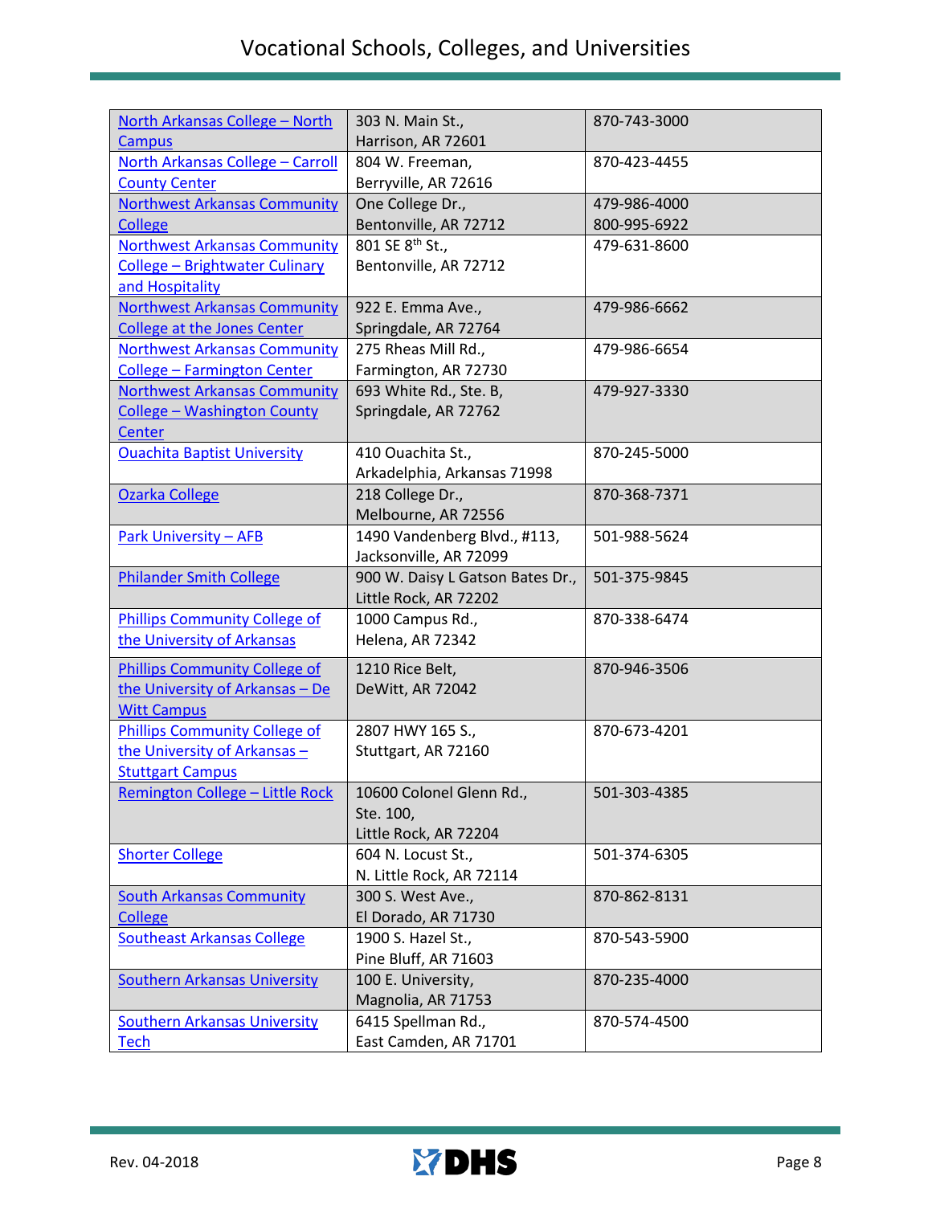| North Arkansas College – North Campus | 303 N. Main St., Harrison, AR 72601 | 870-743-3000 |
|---|---|---|
| North Arkansas College – Carroll County Center | 804 W. Freeman, Berryville, AR 72616 | 870-423-4455 |
| Northwest Arkansas Community College | One College Dr., Bentonville, AR 72712 | 479-986-4000<br>800-995-6922 |
| Northwest Arkansas Community College – Brightwater Culinary and Hospitality | 801 SE 8th St., Bentonville, AR 72712 | 479-631-8600 |
| Northwest Arkansas Community College at the Jones Center | 922 E. Emma Ave., Springdale, AR 72764 | 479-986-6662 |
| Northwest Arkansas Community College – Farmington Center | 275 Rheas Mill Rd., Farmington, AR 72730 | 479-986-6654 |
| Northwest Arkansas Community College – Washington County Center | 693 White Rd., Ste. B, Springdale, AR 72762 | 479-927-3330 |
| Ouachita Baptist University | 410 Ouachita St., Arkadelphia, Arkansas 71998 | 870-245-5000 |
| Ozarka College | 218 College Dr., Melbourne, AR 72556 | 870-368-7371 |
| Park University – AFB | 1490 Vandenberg Blvd., #113, Jacksonville, AR 72099 | 501-988-5624 |
| Philander Smith College | 900 W. Daisy L Gatson Bates Dr., Little Rock, AR 72202 | 501-375-9845 |
| Phillips Community College of the University of Arkansas | 1000 Campus Rd., Helena, AR 72342 | 870-338-6474 |
| Phillips Community College of the University of Arkansas – De Witt Campus | 1210 Rice Belt, DeWitt, AR 72042 | 870-946-3506 |
| Phillips Community College of the University of Arkansas – Stuttgart Campus | 2807 HWY 165 S., Stuttgart, AR 72160 | 870-673-4201 |
| Remington College – Little Rock | 10600 Colonel Glenn Rd., Ste. 100, Little Rock, AR 72204 | 501-303-4385 |
| Shorter College | 604 N. Locust St., N. Little Rock, AR 72114 | 501-374-6305 |
| South Arkansas Community College | 300 S. West Ave., El Dorado, AR 71730 | 870-862-8131 |
| Southeast Arkansas College | 1900 S. Hazel St., Pine Bluff, AR 71603 | 870-543-5900 |
| Southern Arkansas University | 100 E. University, Magnolia, AR 71753 | 870-235-4000 |
| Southern Arkansas University Tech | 6415 Spellman Rd., East Camden, AR 71701 | 870-574-4500 |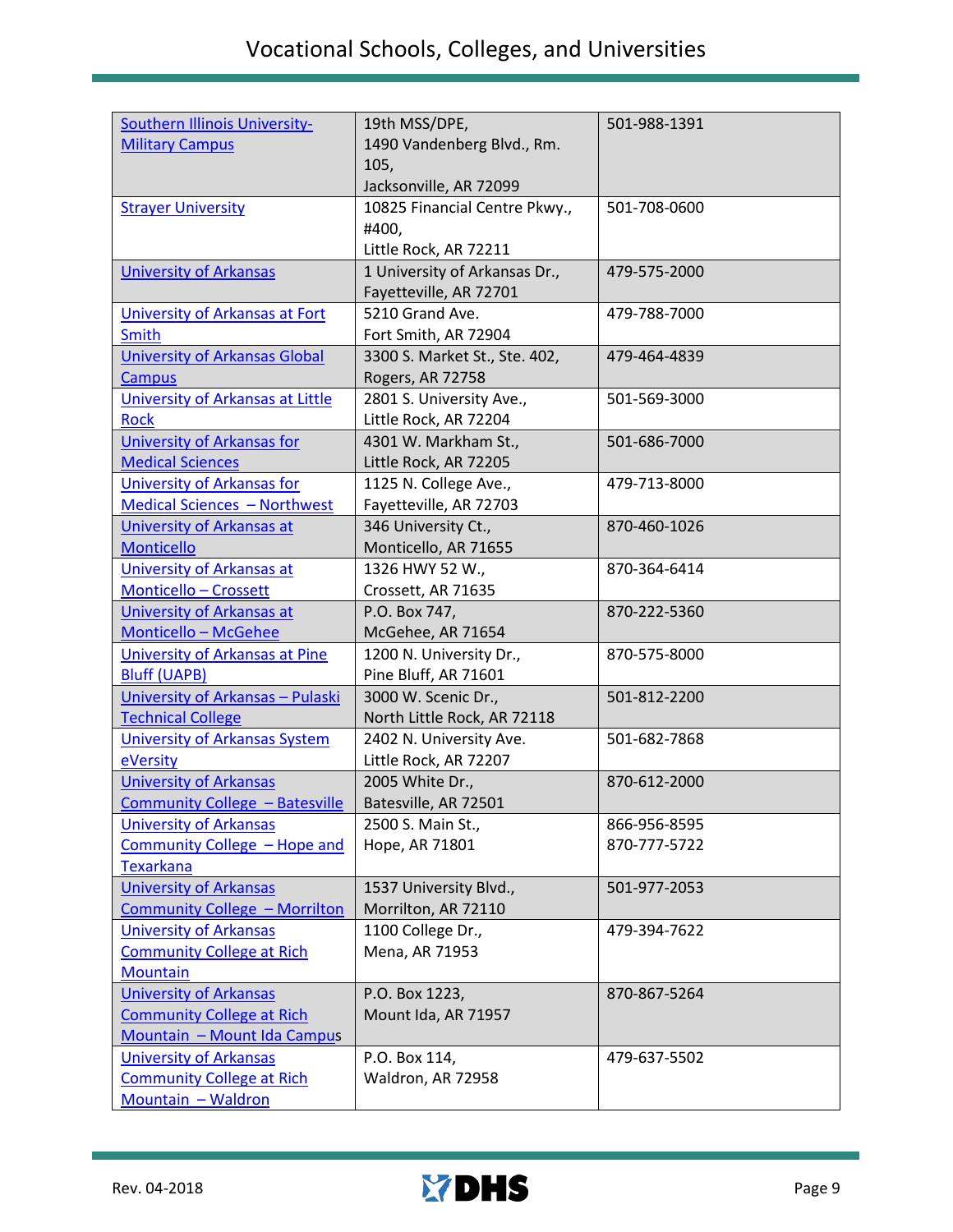| | | |
|---|---|---|
| Southern Illinois University-Military Campus | 19th MSS/DPE,<br>1490 Vandenberg Blvd., Rm. 105,<br>Jacksonville, AR 72099 | 501-988-1391 |
| Strayer University | 10825 Financial Centre Pkwy., #400,<br>Little Rock, AR 72211 | 501-708-0600 |
| University of Arkansas | 1 University of Arkansas Dr.,<br>Fayetteville, AR 72701 | 479-575-2000 |
| University of Arkansas at Fort Smith | 5210 Grand Ave.<br>Fort Smith, AR 72904 | 479-788-7000 |
| University of Arkansas Global Campus | 3300 S. Market St., Ste. 402,<br>Rogers, AR 72758 | 479-464-4839 |
| University of Arkansas at Little Rock | 2801 S. University Ave.,<br>Little Rock, AR 72204 | 501-569-3000 |
| University of Arkansas for Medical Sciences | 4301 W. Markham St.,<br>Little Rock, AR 72205 | 501-686-7000 |
| University of Arkansas for Medical Sciences – Northwest | 1125 N. College Ave.,<br>Fayetteville, AR 72703 | 479-713-8000 |
| University of Arkansas at Monticello | 346 University Ct.,<br>Monticello, AR 71655 | 870-460-1026 |
| University of Arkansas at Monticello – Crossett | 1326 HWY 52 W.,<br>Crossett, AR 71635 | 870-364-6414 |
| University of Arkansas at Monticello – McGehee | P.O. Box 747,<br>McGehee, AR 71654 | 870-222-5360 |
| University of Arkansas at Pine Bluff (UAPB) | 1200 N. University Dr.,<br>Pine Bluff, AR 71601 | 870-575-8000 |
| University of Arkansas – Pulaski Technical College | 3000 W. Scenic Dr.,<br>North Little Rock, AR 72118 | 501-812-2200 |
| University of Arkansas System eVersity | 2402 N. University Ave.<br>Little Rock, AR 72207 | 501-682-7868 |
| University of Arkansas Community College – Batesville | 2005 White Dr.,<br>Batesville, AR 72501 | 870-612-2000 |
| University of Arkansas Community College – Hope and Texarkana | 2500 S. Main St.,<br>Hope, AR 71801 | 866-956-8595<br>870-777-5722 |
| University of Arkansas Community College – Morrilton | 1537 University Blvd.,<br>Morrilton, AR 72110 | 501-977-2053 |
| University of Arkansas Community College at Rich Mountain | 1100 College Dr.,<br>Mena, AR 71953 | 479-394-7622 |
| University of Arkansas Community College at Rich Mountain – Mount Ida Campus | P.O. Box 1223,<br>Mount Ida, AR 71957 | 870-867-5264 |
| University of Arkansas Community College at Rich Mountain – Waldron | P.O. Box 114,<br>Waldron, AR 72958 | 479-637-5502 |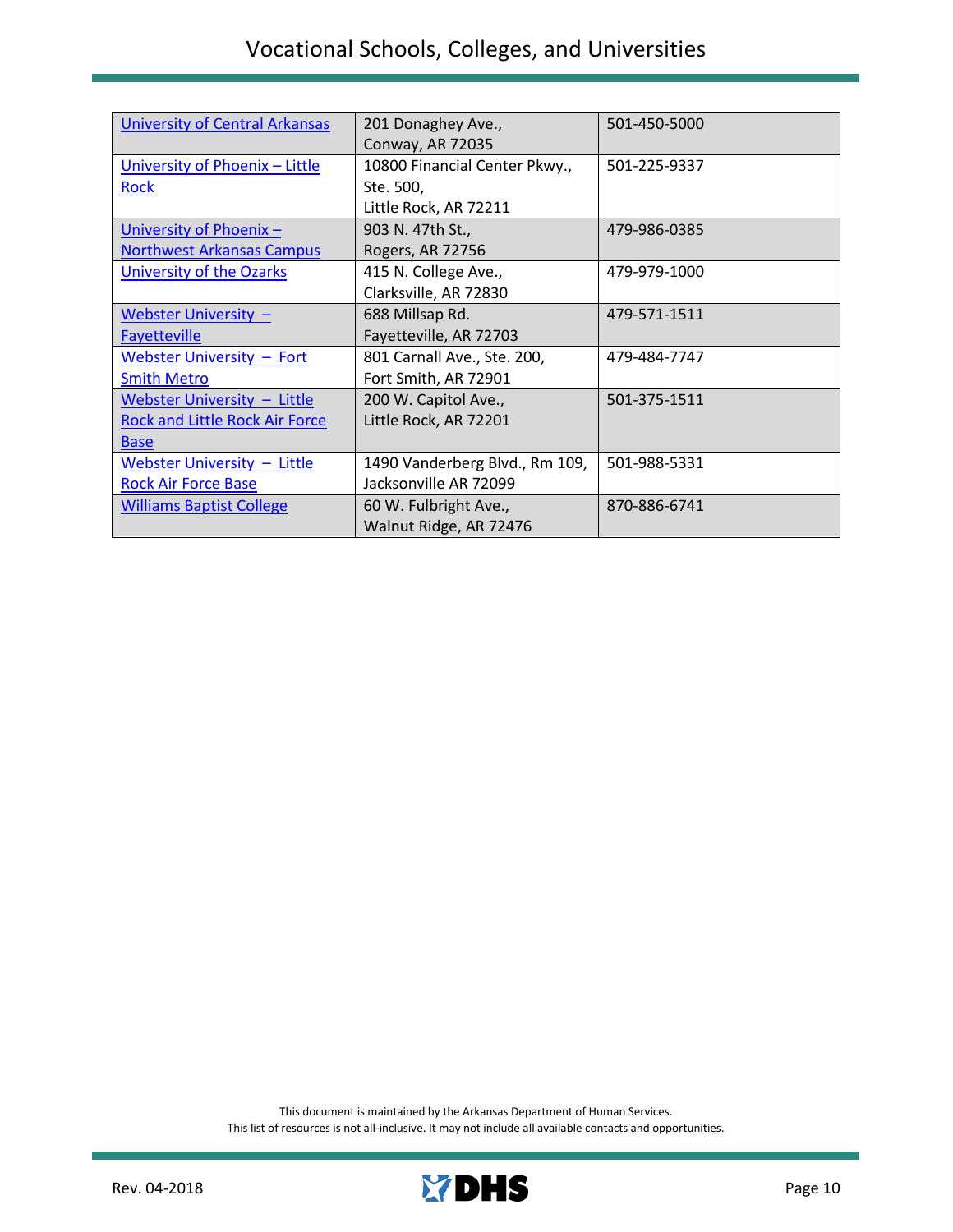| | | |
|---|---|---|
| University of Central Arkansas | 201 Donaghey Ave., Conway, AR 72035 | 501-450-5000 |
| University of Phoenix – Little Rock | 10800 Financial Center Pkwy., Ste. 500, Little Rock, AR 72211 | 501-225-9337 |
| University of Phoenix – Northwest Arkansas Campus | 903 N. 47th St., Rogers, AR 72756 | 479-986-0385 |
| University of the Ozarks | 415 N. College Ave., Clarksville, AR 72830 | 479-979-1000 |
| Webster University – Fayetteville | 688 Millsap Rd. Fayetteville, AR 72703 | 479-571-1511 |
| Webster University – Fort Smith Metro | 801 Carnall Ave., Ste. 200, Fort Smith, AR 72901 | 479-484-7747 |
| Webster University – Little Rock and Little Rock Air Force Base | 200 W. Capitol Ave., Little Rock, AR 72201 | 501-375-1511 |
| Webster University – Little Rock Air Force Base | 1490 Vanderberg Blvd., Rm 109, Jacksonville AR 72099 | 501-988-5331 |
| Williams Baptist College | 60 W. Fulbright Ave., Walnut Ridge, AR 72476 | 870-886-6741 |

This document is maintained by the Arkansas Department of Human Services.
This list of resources is not all-inclusive. It may not include all available contacts and opportunities.